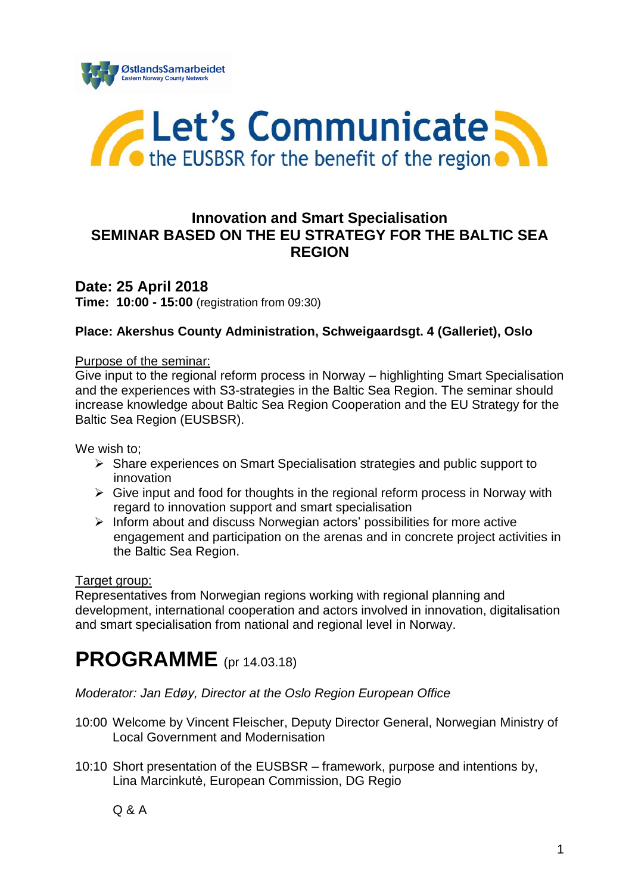ØstlandsSamarbeidet
Eastern Norway County Network

# Let's Communicate
the EUSBSR for the benefit of the region

## Innovation and Smart Specialisation
## SEMINAR BASED ON THE EU STRATEGY FOR THE BALTIC SEA REGION

### Date: 25 April 2018
**Time: 10:00 - 15:00** (registration from 09:30)

**Place: Akershus County Administration, Schweigaardsgt. 4 (Galleriet), Oslo**

<u>Purpose of the seminar:</u>
Give input to the regional reform process in Norway – highlighting Smart Specialisation and the experiences with S3-strategies in the Baltic Sea Region. The seminar should increase knowledge about Baltic Sea Region Cooperation and the EU Strategy for the Baltic Sea Region (EUSBSR).

We wish to;

- Share experiences on Smart Specialisation strategies and public support to innovation
- Give input and food for thoughts in the regional reform process in Norway with regard to innovation support and smart specialisation
- Inform about and discuss Norwegian actors' possibilities for more active engagement and participation on the arenas and in concrete project activities in the Baltic Sea Region.

<u>Target group:</u>
Representatives from Norwegian regions working with regional planning and development, international cooperation and actors involved in innovation, digitalisation and smart specialisation from national and regional level in Norway.

# PROGRAMME (pr 14.03.18)

*Moderator: Jan Edøy, Director at the Oslo Region European Office*

10:00 Welcome by Vincent Fleischer, Deputy Director General, Norwegian Ministry of Local Government and Modernisation

10:10 Short presentation of the EUSBSR – framework, purpose and intentions by, Lina Marcinkutė, European Commission, DG Regio

Q & A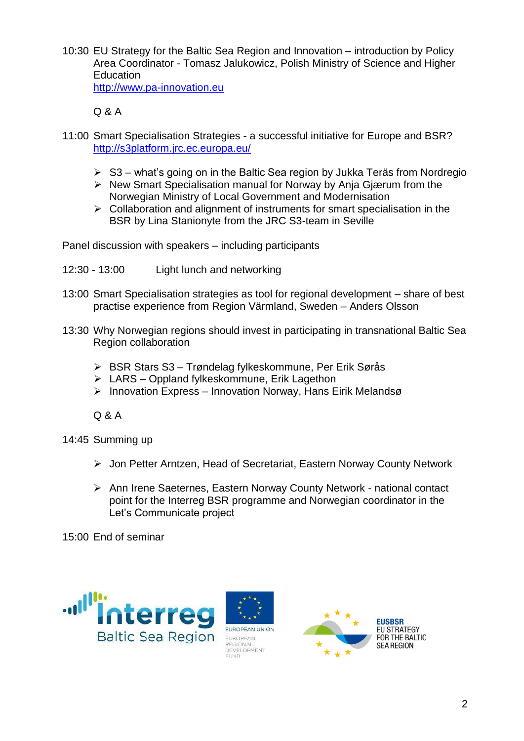10:30 EU Strategy for the Baltic Sea Region and Innovation – introduction by Policy Area Coordinator - Tomasz Jalukowicz, Polish Ministry of Science and Higher Education
http://www.pa-innovation.eu

Q & A

11:00 Smart Specialisation Strategies - a successful initiative for Europe and BSR?
http://s3platform.jrc.ec.europa.eu/

- S3 – what's going on in the Baltic Sea region by Jukka Teräs from Nordregio
- New Smart Specialisation manual for Norway by Anja Gjærum from the Norwegian Ministry of Local Government and Modernisation
- Collaboration and alignment of instruments for smart specialisation in the BSR by Lina Stanionyte from the JRC S3-team in Seville

Panel discussion with speakers – including participants

12:30 - 13:00 Light lunch and networking

13:00 Smart Specialisation strategies as tool for regional development – share of best practise experience from Region Värmland, Sweden – Anders Olsson

13:30 Why Norwegian regions should invest in participating in transnational Baltic Sea Region collaboration

- BSR Stars S3 – Trøndelag fylkeskommune, Per Erik Sørås
- LARS – Oppland fylkeskommune, Erik Lagethon
- Innovation Express – Innovation Norway, Hans Eirik Melandsø

Q & A

14:45 Summing up

- Jon Petter Arntzen, Head of Secretariat, Eastern Norway County Network
- Ann Irene Saeternes, Eastern Norway County Network - national contact point for the Interreg BSR programme and Norwegian coordinator in the Let's Communicate project

15:00 End of seminar

Interreg Baltic Sea Region

EUROPEAN UNION
EUROPEAN REGIONAL DEVELOPMENT FUND

EUSBSR
EU STRATEGY FOR THE BALTIC SEA REGION